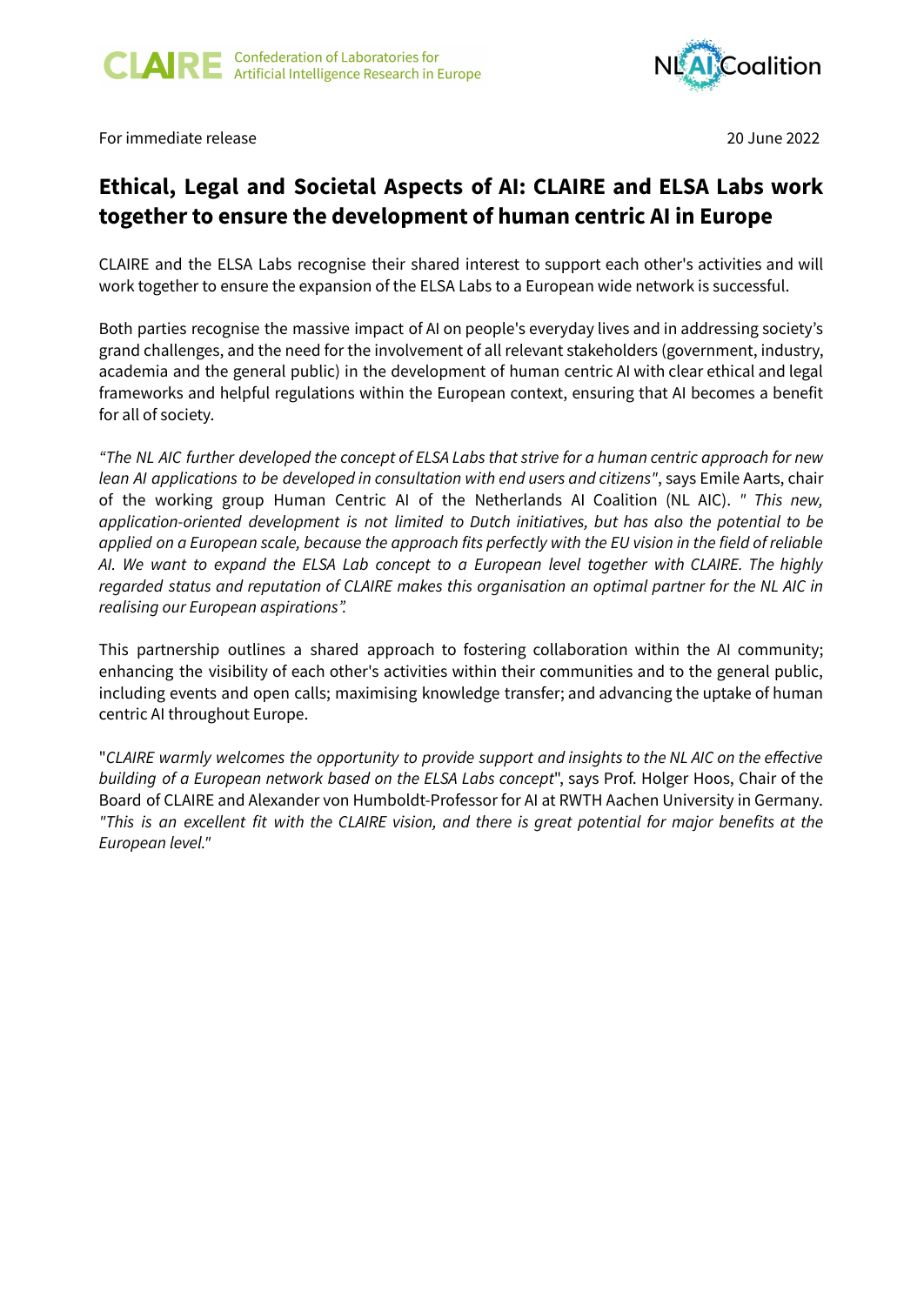CLAIRE Confederation of Laboratories for Artificial Intelligence Research in Europe

NL AI Coalition

For immediate release

20 June 2022

# Ethical, Legal and Societal Aspects of AI: CLAIRE and ELSA Labs work together to ensure the development of human centric AI in Europe

CLAIRE and the ELSA Labs recognise their shared interest to support each other's activities and will work together to ensure the expansion of the ELSA Labs to a European wide network is successful.

Both parties recognise the massive impact of AI on people's everyday lives and in addressing society's grand challenges, and the need for the involvement of all relevant stakeholders (government, industry, academia and the general public) in the development of human centric AI with clear ethical and legal frameworks and helpful regulations within the European context, ensuring that AI becomes a benefit for all of society.

*"The NL AIC further developed the concept of ELSA Labs that strive for a human centric approach for new lean AI applications to be developed in consultation with end users and citizens"*, says Emile Aarts, chair of the working group Human Centric AI of the Netherlands AI Coalition (NL AIC). *" This new, application-oriented development is not limited to Dutch initiatives, but has also the potential to be applied on a European scale, because the approach fits perfectly with the EU vision in the field of reliable AI. We want to expand the ELSA Lab concept to a European level together with CLAIRE. The highly regarded status and reputation of CLAIRE makes this organisation an optimal partner for the NL AIC in realising our European aspirations".*

This partnership outlines a shared approach to fostering collaboration within the AI community; enhancing the visibility of each other's activities within their communities and to the general public, including events and open calls; maximising knowledge transfer; and advancing the uptake of human centric AI throughout Europe.

"*CLAIRE warmly welcomes the opportunity to provide support and insights to the NL AIC on the effective building of a European network based on the ELSA Labs concept*", says Prof. Holger Hoos, Chair of the Board of CLAIRE and Alexander von Humboldt-Professor for AI at RWTH Aachen University in Germany. *"This is an excellent fit with the CLAIRE vision, and there is great potential for major benefits at the European level."*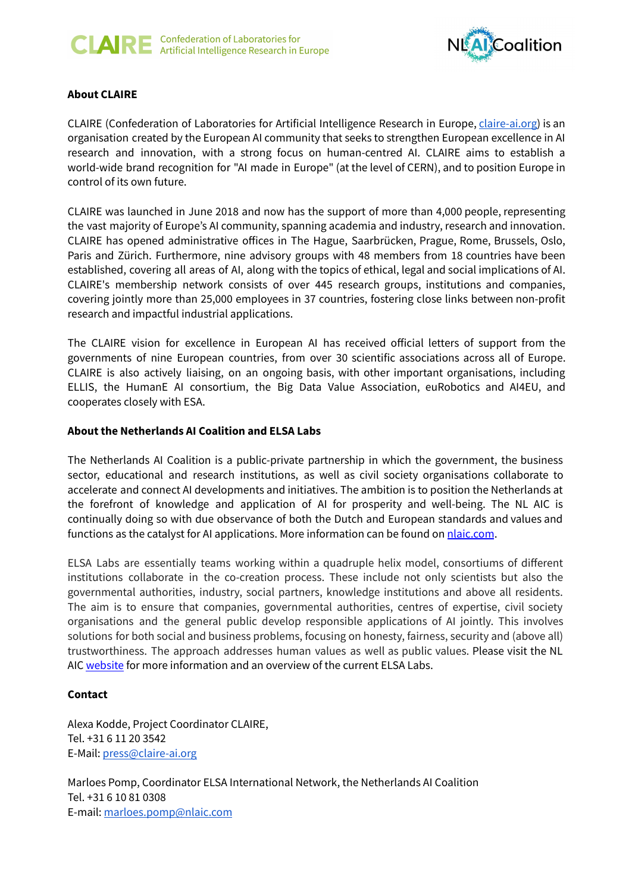**About CLAIRE**

CLAIRE (Confederation of Laboratories for Artificial Intelligence Research in Europe, [claire-ai.org](claire-ai.org)) is an organisation created by the European AI community that seeks to strengthen European excellence in AI research and innovation, with a strong focus on human-centred AI. CLAIRE aims to establish a world-wide brand recognition for "AI made in Europe" (at the level of CERN), and to position Europe in control of its own future.

CLAIRE was launched in June 2018 and now has the support of more than 4,000 people, representing the vast majority of Europe's AI community, spanning academia and industry, research and innovation. CLAIRE has opened administrative offices in The Hague, Saarbrücken, Prague, Rome, Brussels, Oslo, Paris and Zürich. Furthermore, nine advisory groups with 48 members from 18 countries have been established, covering all areas of AI, along with the topics of ethical, legal and social implications of AI. CLAIRE's membership network consists of over 445 research groups, institutions and companies, covering jointly more than 25,000 employees in 37 countries, fostering close links between non-profit research and impactful industrial applications.

The CLAIRE vision for excellence in European AI has received official letters of support from the governments of nine European countries, from over 30 scientific associations across all of Europe. CLAIRE is also actively liaising, on an ongoing basis, with other important organisations, including ELLIS, the HumanE AI consortium, the Big Data Value Association, euRobotics and AI4EU, and cooperates closely with ESA.

**About the Netherlands AI Coalition and ELSA Labs**

The Netherlands AI Coalition is a public-private partnership in which the government, the business sector, educational and research institutions, as well as civil society organisations collaborate to accelerate and connect AI developments and initiatives. The ambition is to position the Netherlands at the forefront of knowledge and application of AI for prosperity and well-being. The NL AIC is continually doing so with due observance of both the Dutch and European standards and values and functions as the catalyst for AI applications. More information can be found on [nlaic.com](nlaic.com).

ELSA Labs are essentially teams working within a quadruple helix model, consortiums of different institutions collaborate in the co-creation process. These include not only scientists but also the governmental authorities, industry, social partners, knowledge institutions and above all residents. The aim is to ensure that companies, governmental authorities, centres of expertise, civil society organisations and the general public develop responsible applications of AI jointly. This involves solutions for both social and business problems, focusing on honesty, fairness, security and (above all) trustworthiness. The approach addresses human values as well as public values. Please visit the NL AIC website for more information and an overview of the current ELSA Labs.

**Contact**

Alexa Kodde, Project Coordinator CLAIRE,  
Tel. +31 6 11 20 3542  
E-Mail: press@claire-ai.org

Marloes Pomp, Coordinator ELSA International Network, the Netherlands AI Coalition  
Tel. +31 6 10 81 0308  
E-mail: marloes.pomp@nlaic.com